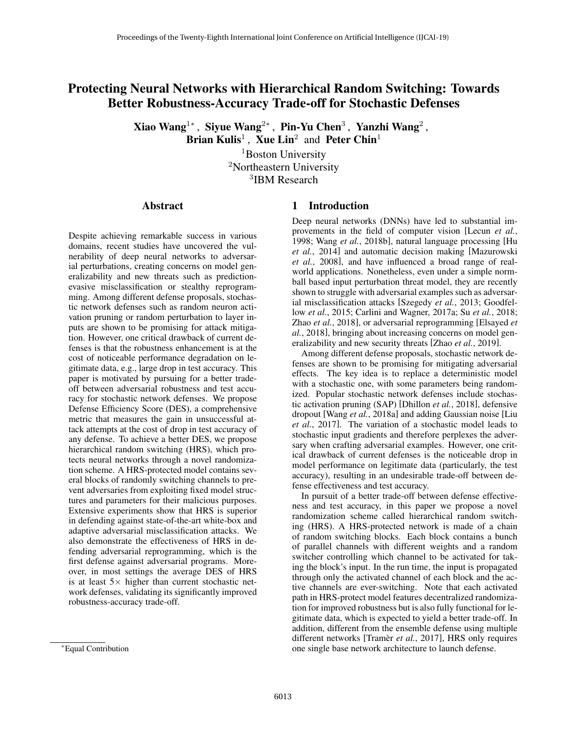# Protecting Neural Networks with Hierarchical Random Switching: Towards Better Robustness-Accuracy Trade-off for Stochastic Defenses

**Xiao Wang[1*], Siyue Wang[2*], Pin-Yu Chen[3], Yanzhi Wang[2], Brian Kulis[1], Xue Lin[2] and Peter Chin[1]**

[1]Boston University
[2]Northeastern University
[3]IBM Research

## Abstract

Despite achieving remarkable success in various domains, recent studies have uncovered the vulnerability of deep neural networks to adversarial perturbations, creating concerns on model generalizability and new threats such as prediction-evasive misclassification or stealthy reprogramming. Among different defense proposals, stochastic network defenses such as random neuron activation pruning or random perturbation to layer inputs are shown to be promising for attack mitigation. However, one critical drawback of current defenses is that the robustness enhancement is at the cost of noticeable performance degradation on legitimate data, e.g., large drop in test accuracy. This paper is motivated by pursuing for a better trade-off between adversarial robustness and test accuracy for stochastic network defenses. We propose Defense Efficiency Score (DES), a comprehensive metric that measures the gain in unsuccessful attack attempts at the cost of drop in test accuracy of any defense. To achieve a better DES, we propose hierarchical random switching (HRS), which protects neural networks through a novel randomization scheme. A HRS-protected model contains several blocks of randomly switching channels to prevent adversaries from exploiting fixed model structures and parameters for their malicious purposes. Extensive experiments show that HRS is superior in defending against state-of-the-art white-box and adaptive adversarial misclassification attacks. We also demonstrate the effectiveness of HRS in defending adversarial reprogramming, which is the first defense against adversarial programs. Moreover, in most settings the average DES of HRS is at least $5\times$ higher than current stochastic network defenses, validating its significantly improved robustness-accuracy trade-off.

## 1 Introduction

Deep neural networks (DNNs) have led to substantial improvements in the field of computer vision [Lecun *et al.*, 1998; Wang *et al.*, 2018b], natural language processing [Hu *et al.*, 2014] and automatic decision making [Mazurowski *et al.*, 2008], and have influenced a broad range of real-world applications. Nonetheless, even under a simple norm-ball based input perturbation threat model, they are recently shown to struggle with adversarial examples such as adversarial misclassification attacks [Szegedy *et al.*, 2013; Goodfellow *et al.*, 2015; Carlini and Wagner, 2017a; Su *et al.*, 2018; Zhao *et al.*, 2018], or adversarial reprogramming [Elsayed *et al.*, 2018], bringing about increasing concerns on model generalizability and new security threats [Zhao *et al.*, 2019].

Among different defense proposals, stochastic network defenses are shown to be promising for mitigating adversarial effects. The key idea is to replace a deterministic model with a stochastic one, with some parameters being randomized. Popular stochastic network defenses include stochastic activation pruning (SAP) [Dhillon *et al.*, 2018], defensive dropout [Wang *et al.*, 2018a] and adding Gaussian noise [Liu *et al.*, 2017]. The variation of a stochastic model leads to stochastic input gradients and therefore perplexes the adversary when crafting adversarial examples. However, one critical drawback of current defenses is the noticeable drop in model performance on legitimate data (particularly, the test accuracy), resulting in an undesirable trade-off between defense effectiveness and test accuracy.

In pursuit of a better trade-off between defense effectiveness and test accuracy, in this paper we propose a novel randomization scheme called hierarchical random switching (HRS). A HRS-protected network is made of a chain of random switching blocks. Each block contains a bunch of parallel channels with different weights and a random switcher controlling which channel to be activated for taking the block's input. In the run time, the input is propagated through only the activated channel of each block and the active channels are ever-switching. Note that each activated path in HRS-protect model features decentralized randomization for improved robustness but is also fully functional for legitimate data, which is expected to yield a better trade-off. In addition, different from the ensemble defense using multiple different networks [Tramèr *et al.*, 2017], HRS only requires one single base network architecture to launch defense.

[*]Equal Contribution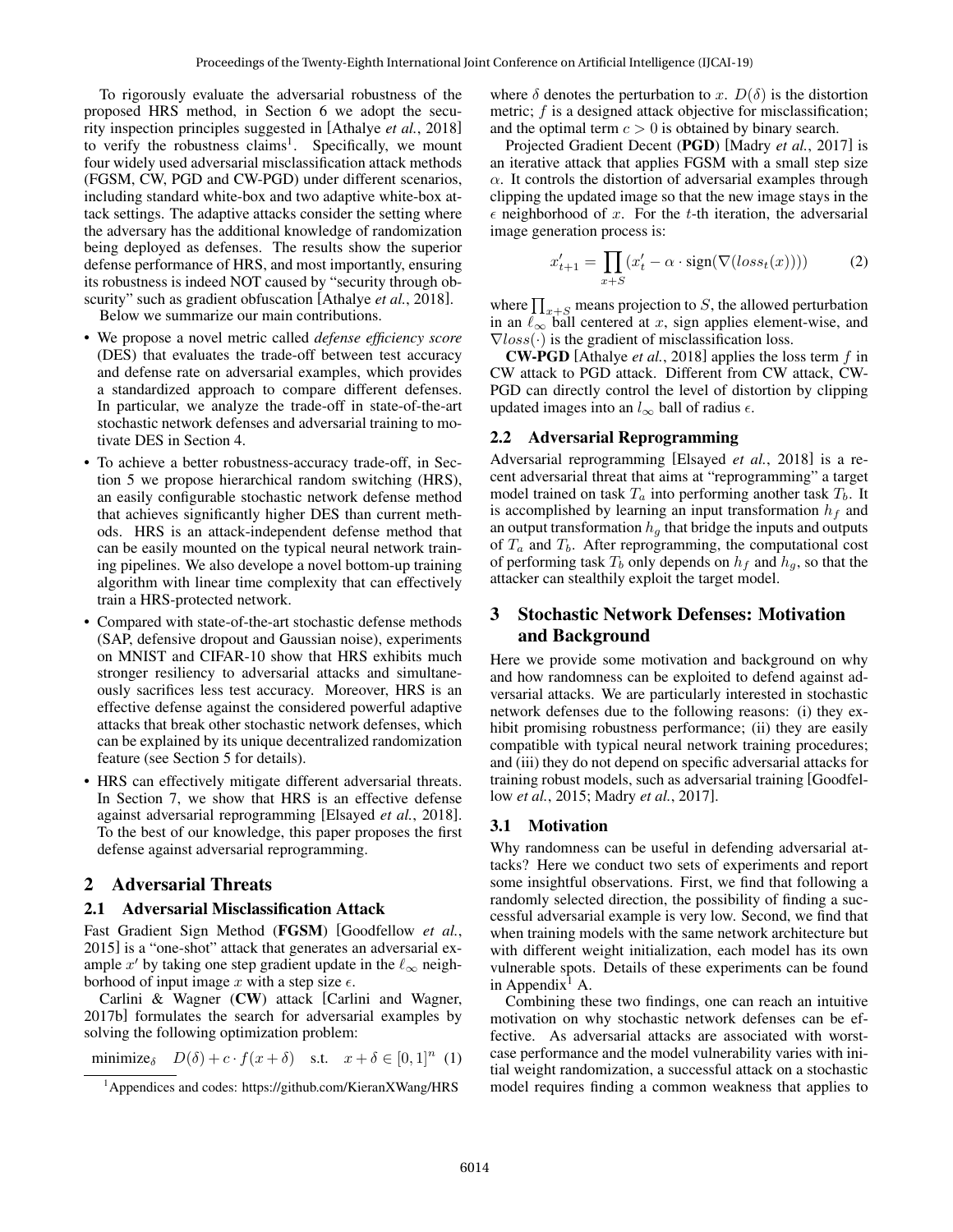To rigorously evaluate the adversarial robustness of the proposed HRS method, in Section 6 we adopt the security inspection principles suggested in [Athalye *et al.*, 2018] to verify the robustness claims[1]. Specifically, we mount four widely used adversarial misclassification attack methods (FGSM, CW, PGD and CW-PGD) under different scenarios, including standard white-box and two adaptive white-box attack settings. The adaptive attacks consider the setting where the adversary has the additional knowledge of randomization being deployed as defenses. The results show the superior defense performance of HRS, and most importantly, ensuring its robustness is indeed NOT caused by "security through obscurity" such as gradient obfuscation [Athalye *et al.*, 2018].

Below we summarize our main contributions.

- We propose a novel metric called *defense efficiency score* (DES) that evaluates the trade-off between test accuracy and defense rate on adversarial examples, which provides a standardized approach to compare different defenses. In particular, we analyze the trade-off in state-of-the-art stochastic network defenses and adversarial training to motivate DES in Section 4.
- To achieve a better robustness-accuracy trade-off, in Section 5 we propose hierarchical random switching (HRS), an easily configurable stochastic network defense method that achieves significantly higher DES than current methods. HRS is an attack-independent defense method that can be easily mounted on the typical neural network training pipelines. We also develope a novel bottom-up training algorithm with linear time complexity that can effectively train a HRS-protected network.
- Compared with state-of-the-art stochastic defense methods (SAP, defensive dropout and Gaussian noise), experiments on MNIST and CIFAR-10 show that HRS exhibits much stronger resiliency to adversarial attacks and simultaneously sacrifices less test accuracy. Moreover, HRS is an effective defense against the considered powerful adaptive attacks that break other stochastic network defenses, which can be explained by its unique decentralized randomization feature (see Section 5 for details).
- HRS can effectively mitigate different adversarial threats. In Section 7, we show that HRS is an effective defense against adversarial reprogramming [Elsayed *et al.*, 2018]. To the best of our knowledge, this paper proposes the first defense against adversarial reprogramming.

## 2 Adversarial Threats

### 2.1 Adversarial Misclassification Attack

Fast Gradient Sign Method (**FGSM**) [Goodfellow *et al.*, 2015] is a "one-shot" attack that generates an adversarial example $x'$ by taking one step gradient update in the $\ell_\infty$ neighborhood of input image $x$ with a step size $\epsilon$.

Carlini & Wagner (**CW**) attack [Carlini and Wagner, 2017b] formulates the search for adversarial examples by solving the following optimization problem:

$$\text{minimize}_\delta \quad D(\delta) + c \cdot f(x+\delta) \quad \text{s.t.} \quad x+\delta \in [0,1]^n \quad (1)$$

where $\delta$ denotes the perturbation to $x$. $D(\delta)$ is the distortion metric; $f$ is a designed attack objective for misclassification; and the optimal term $c > 0$ is obtained by binary search.

Projected Gradient Decent (**PGD**) [Madry *et al.*, 2017] is an iterative attack that applies FGSM with a small step size $\alpha$. It controls the distortion of adversarial examples through clipping the updated image so that the new image stays in the $\epsilon$ neighborhood of $x$. For the $t$-th iteration, the adversarial image generation process is:

$$x'_{t+1} = \prod_{x+S} (x'_t - \alpha \cdot \text{sign}(\nabla(loss_t(x)))) \quad (2)$$

where $\prod_{x+S}$ means projection to $S$, the allowed perturbation in an $\ell_\infty$ ball centered at $x$, sign applies element-wise, and $\nabla loss(\cdot)$ is the gradient of misclassification loss.

**CW-PGD** [Athalye *et al.*, 2018] applies the loss term $f$ in CW attack to PGD attack. Different from CW attack, CW-PGD can directly control the level of distortion by clipping updated images into an $l_\infty$ ball of radius $\epsilon$.

### 2.2 Adversarial Reprogramming

Adversarial reprogramming [Elsayed *et al.*, 2018] is a recent adversarial threat that aims at "reprogramming" a target model trained on task $T_a$ into performing another task $T_b$. It is accomplished by learning an input transformation $h_f$ and an output transformation $h_g$ that bridge the inputs and outputs of $T_a$ and $T_b$. After reprogramming, the computational cost of performing task $T_b$ only depends on $h_f$ and $h_g$, so that the attacker can stealthily exploit the target model.

## 3 Stochastic Network Defenses: Motivation and Background

Here we provide some motivation and background on why and how randomness can be exploited to defend against adversarial attacks. We are particularly interested in stochastic network defenses due to the following reasons: (i) they exhibit promising robustness performance; (ii) they are easily compatible with typical neural network training procedures; and (iii) they do not depend on specific adversarial attacks for training robust models, such as adversarial training [Goodfellow *et al.*, 2015; Madry *et al.*, 2017].

### 3.1 Motivation

Why randomness can be useful in defending adversarial attacks? Here we conduct two sets of experiments and report some insightful observations. First, we find that following a randomly selected direction, the possibility of finding a successful adversarial example is very low. Second, we find that when training models with the same network architecture but with different weight initialization, each model has its own vulnerable spots. Details of these experiments can be found in Appendix[1] A.

Combining these two findings, one can reach an intuitive motivation on why stochastic network defenses can be effective. As adversarial attacks are associated with worst-case performance and the model vulnerability varies with initial weight randomization, a successful attack on a stochastic model requires finding a common weakness that applies to

[1] Appendices and codes: https://github.com/KieranXWang/HRS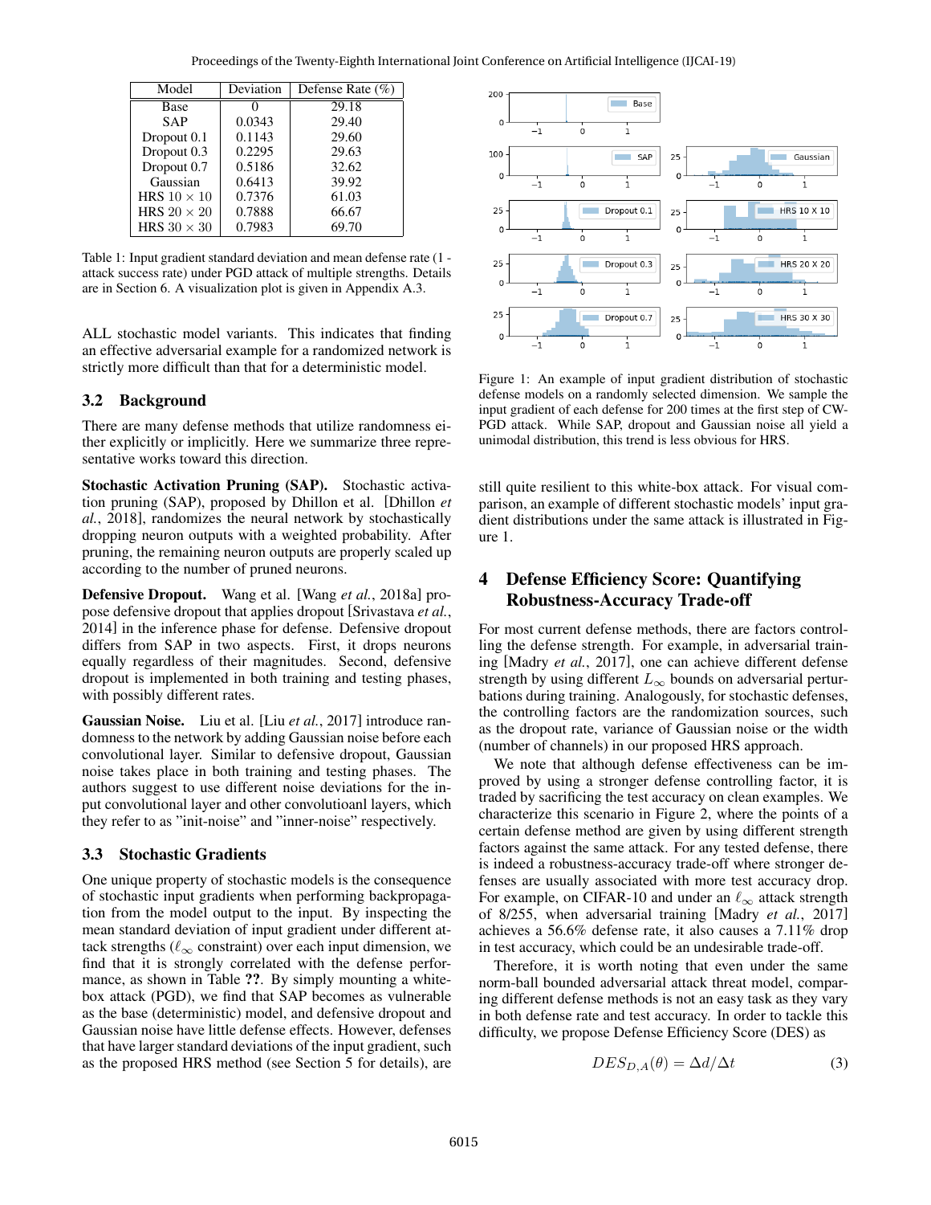| Model | Deviation | Defense Rate (%) |
|---|---|---|
| Base | 0 | 29.18 |
| SAP | 0.0343 | 29.40 |
| Dropout 0.1 | 0.1143 | 29.60 |
| Dropout 0.3 | 0.2295 | 29.63 |
| Dropout 0.7 | 0.5186 | 32.62 |
| Gaussian | 0.6413 | 39.92 |
| HRS $10 \times 10$ | 0.7376 | 61.03 |
| HRS $20 \times 20$ | 0.7888 | 66.67 |
| HRS $30 \times 30$ | 0.7983 | 69.70 |

Table 1: Input gradient standard deviation and mean defense rate (1 - attack success rate) under PGD attack of multiple strengths. Details are in Section 6. A visualization plot is given in Appendix A.3.

ALL stochastic model variants. This indicates that finding an effective adversarial example for a randomized network is strictly more difficult than that for a deterministic model.

## 3.2 Background

There are many defense methods that utilize randomness either explicitly or implicitly. Here we summarize three representative works toward this direction.

**Stochastic Activation Pruning (SAP).** Stochastic activation pruning (SAP), proposed by Dhillon et al. [Dhillon *et al.*, 2018], randomizes the neural network by stochastically dropping neuron outputs with a weighted probability. After pruning, the remaining neuron outputs are properly scaled up according to the number of pruned neurons.

**Defensive Dropout.** Wang et al. [Wang *et al.*, 2018a] propose defensive dropout that applies dropout [Srivastava *et al.*, 2014] in the inference phase for defense. Defensive dropout differs from SAP in two aspects. First, it drops neurons equally regardless of their magnitudes. Second, defensive dropout is implemented in both training and testing phases, with possibly different rates.

**Gaussian Noise.** Liu et al. [Liu *et al.*, 2017] introduce randomness to the network by adding Gaussian noise before each convolutional layer. Similar to defensive dropout, Gaussian noise takes place in both training and testing phases. The authors suggest to use different noise deviations for the input convolutional layer and other convolutioanl layers, which they refer to as "init-noise" and "inner-noise" respectively.

## 3.3 Stochastic Gradients

One unique property of stochastic models is the consequence of stochastic input gradients when performing backpropagation from the model output to the input. By inspecting the mean standard deviation of input gradient under different attack strengths ($\ell_\infty$ constraint) over each input dimension, we find that it is strongly correlated with the defense performance, as shown in Table **??**. By simply mounting a white-box attack (PGD), we find that SAP becomes as vulnerable as the base (deterministic) model, and defensive dropout and Gaussian noise have little defense effects. However, defenses that have larger standard deviations of the input gradient, such as the proposed HRS method (see Section 5 for details), are still quite resilient to this white-box attack. For visual comparison, an example of different stochastic models' input gradient distributions under the same attack is illustrated in Figure 1.

Figure 1: An example of input gradient distribution of stochastic defense models on a randomly selected dimension. We sample the input gradient of each defense for 200 times at the first step of CW-PGD attack. While SAP, dropout and Gaussian noise all yield a unimodal distribution, this trend is less obvious for HRS.

## 4 Defense Efficiency Score: Quantifying Robustness-Accuracy Trade-off

For most current defense methods, there are factors controlling the defense strength. For example, in adversarial training [Madry *et al.*, 2017], one can achieve different defense strength by using different $L_\infty$ bounds on adversarial perturbations during training. Analogously, for stochastic defenses, the controlling factors are the randomization sources, such as the dropout rate, variance of Gaussian noise or the width (number of channels) in our proposed HRS approach.

We note that although defense effectiveness can be improved by using a stronger defense controlling factor, it is traded by sacrificing the test accuracy on clean examples. We characterize this scenario in Figure 2, where the points of a certain defense method are given by using different strength factors against the same attack. For any tested defense, there is indeed a robustness-accuracy trade-off where stronger defenses are usually associated with more test accuracy drop. For example, on CIFAR-10 and under an $\ell_\infty$ attack strength of 8/255, when adversarial training [Madry *et al.*, 2017] achieves a 56.6% defense rate, it also causes a 7.11% drop in test accuracy, which could be an undesirable trade-off.

Therefore, it is worth noting that even under the same norm-ball bounded adversarial attack threat model, comparing different defense methods is not an easy task as they vary in both defense rate and test accuracy. In order to tackle this difficulty, we propose Defense Efficiency Score (DES) as

$$DES_{D,A}(\theta) = \Delta d / \Delta t \tag{3}$$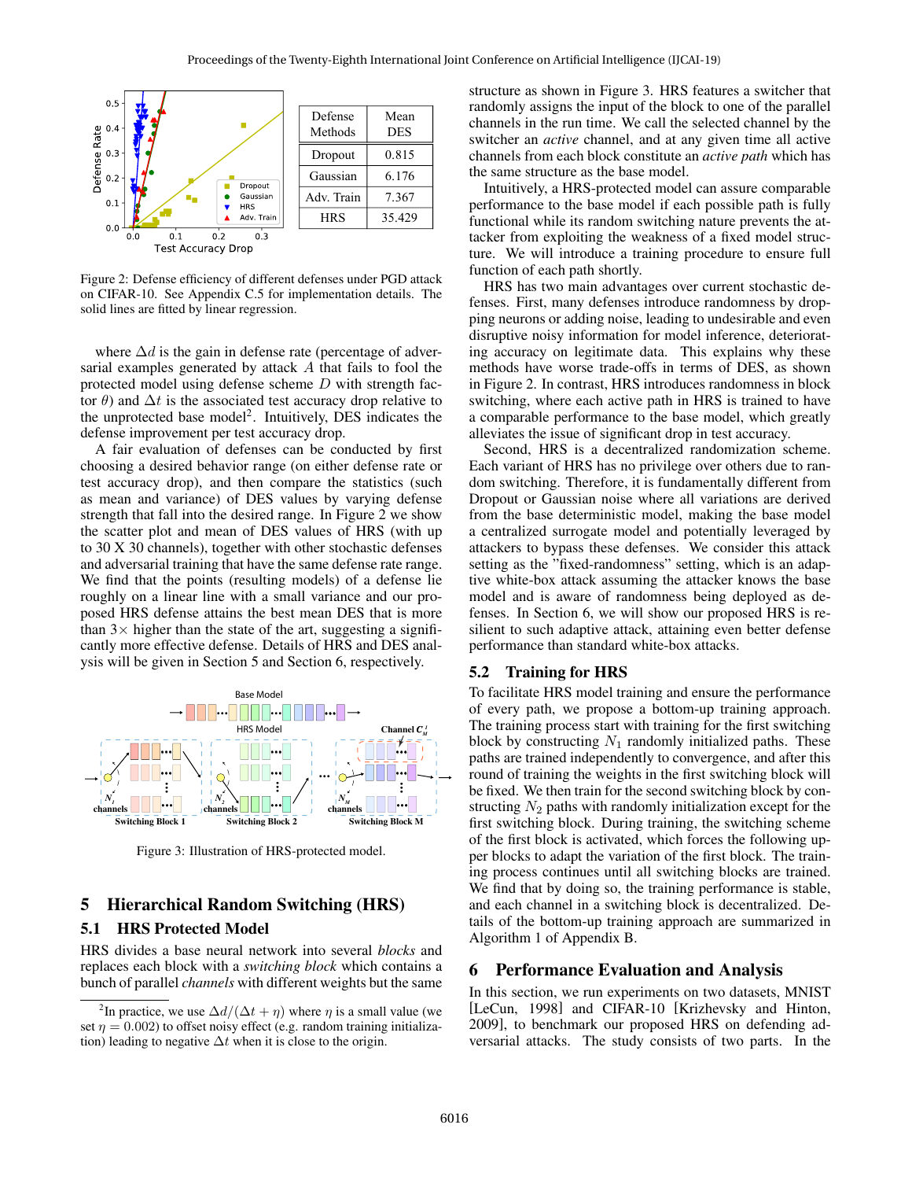| Defense Methods | Mean DES |
|---|---|
| Dropout | 0.815 |
| Gaussian | 6.176 |
| Adv. Train | 7.367 |
| HRS | 35.429 |

Figure 2: Defense efficiency of different defenses under PGD attack on CIFAR-10. See Appendix C.5 for implementation details. The solid lines are fitted by linear regression.

where $\Delta d$ is the gain in defense rate (percentage of adversarial examples generated by attack $A$ that fails to fool the protected model using defense scheme $D$ with strength factor $\theta$) and $\Delta t$ is the associated test accuracy drop relative to the unprotected base model[2]. Intuitively, DES indicates the defense improvement per test accuracy drop.

A fair evaluation of defenses can be conducted by first choosing a desired behavior range (on either defense rate or test accuracy drop), and then compare the statistics (such as mean and variance) of DES values by varying defense strength that fall into the desired range. In Figure 2 we show the scatter plot and mean of DES values of HRS (with up to 30 X 30 channels), together with other stochastic defenses and adversarial training that have the same defense rate range. We find that the points (resulting models) of a defense lie roughly on a linear line with a small variance and our proposed HRS defense attains the best mean DES that is more than 3× higher than the state of the art, suggesting a significantly more effective defense. Details of HRS and DES analysis will be given in Section 5 and Section 6, respectively.

Figure 3: Illustration of HRS-protected model.

## 5 Hierarchical Random Switching (HRS)

### 5.1 HRS Protected Model

HRS divides a base neural network into several *blocks* and replaces each block with a *switching block* which contains a bunch of parallel *channels* with different weights but the same structure as shown in Figure 3. HRS features a switcher that randomly assigns the input of the block to one of the parallel channels in the run time. We call the selected channel by the switcher an *active* channel, and at any given time all active channels from each block constitute an *active path* which has the same structure as the base model.

Intuitively, a HRS-protected model can assure comparable performance to the base model if each possible path is fully functional while its random switching nature prevents the attacker from exploiting the weakness of a fixed model structure. We will introduce a training procedure to ensure full function of each path shortly.

HRS has two main advantages over current stochastic defenses. First, many defenses introduce randomness by dropping neurons or adding noise, leading to undesirable and even disruptive noisy information for model inference, deteriorating accuracy on legitimate data. This explains why these methods have worse trade-offs in terms of DES, as shown in Figure 2. In contrast, HRS introduces randomness in block switching, where each active path in HRS is trained to have a comparable performance to the base model, which greatly alleviates the issue of significant drop in test accuracy.

Second, HRS is a decentralized randomization scheme. Each variant of HRS has no privilege over others due to random switching. Therefore, it is fundamentally different from Dropout or Gaussian noise where all variations are derived from the base deterministic model, making the base model a centralized surrogate model and potentially leveraged by attackers to bypass these defenses. We consider this attack setting as the "fixed-randomness" setting, which is an adaptive white-box attack assuming the attacker knows the base model and is aware of randomness being deployed as defenses. In Section 6, we will show our proposed HRS is resilient to such adaptive attack, attaining even better defense performance than standard white-box attacks.

### 5.2 Training for HRS

To facilitate HRS model training and ensure the performance of every path, we propose a bottom-up training approach. The training process start with training for the first switching block by constructing $N_1$ randomly initialized paths. These paths are trained independently to convergence, and after this round of training the weights in the first switching block will be fixed. We then train for the second switching block by constructing $N_2$ paths with randomly initialization except for the first switching block. During training, the switching scheme of the first block is activated, which forces the following upper blocks to adapt the variation of the first block. The training process continues until all switching blocks are trained. We find that by doing so, the training performance is stable, and each channel in a switching block is decentralized. Details of the bottom-up training approach are summarized in Algorithm 1 of Appendix B.

## 6 Performance Evaluation and Analysis

In this section, we run experiments on two datasets, MNIST [LeCun, 1998] and CIFAR-10 [Krizhevsky and Hinton, 2009], to benchmark our proposed HRS on defending adversarial attacks. The study consists of two parts. In the

[2] In practice, we use $\Delta d/(\Delta t + \eta)$ where $\eta$ is a small value (we set $\eta = 0.002$) to offset noisy effect (e.g. random training initialization) leading to negative $\Delta t$ when it is close to the origin.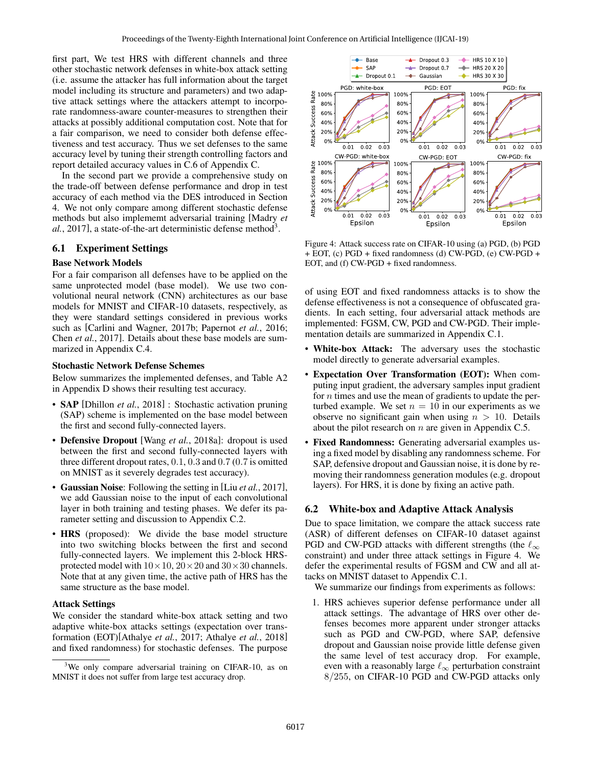first part, We test HRS with different channels and three other stochastic network defenses in white-box attack setting (i.e. assume the attacker has full information about the target model including its structure and parameters) and two adaptive attack settings where the attackers attempt to incorporate randomness-aware counter-measures to strengthen their attacks at possibly additional computation cost. Note that for a fair comparison, we need to consider both defense effectiveness and test accuracy. Thus we set defenses to the same accuracy level by tuning their strength controlling factors and report detailed accuracy values in C.6 of Appendix C.

In the second part we provide a comprehensive study on the trade-off between defense performance and drop in test accuracy of each method via the DES introduced in Section 4. We not only compare among different stochastic defense methods but also implememt adversarial training [Madry *et al.*, 2017], a state-of-the-art deterministic defense method[3].

## 6.1 Experiment Settings

### Base Network Models

For a fair comparison all defenses have to be applied on the same unprotected model (base model). We use two convolutional neural network (CNN) architectures as our base models for MNIST and CIFAR-10 datasets, respectively, as they were standard settings considered in previous works such as [Carlini and Wagner, 2017b; Papernot *et al.*, 2016; Chen *et al.*, 2017]. Details about these base models are summarized in Appendix C.4.

### Stochastic Network Defense Schemes

Below summarizes the implemented defenses, and Table A2 in Appendix D shows their resulting test accuracy.

- **SAP** [Dhillon *et al.*, 2018] : Stochastic activation pruning (SAP) scheme is implemented on the base model between the first and second fully-connected layers.
- **Defensive Dropout** [Wang *et al.*, 2018a]: dropout is used between the first and second fully-connected layers with three different dropout rates, 0.1, 0.3 and 0.7 (0.7 is omitted on MNIST as it severely degrades test accuracy).
- **Gaussian Noise**: Following the setting in [Liu *et al.*, 2017], we add Gaussian noise to the input of each convolutional layer in both training and testing phases. We defer its parameter setting and discussion to Appendix C.2.
- **HRS** (proposed): We divide the base model structure into two switching blocks between the first and second fully-connected layers. We implement this 2-block HRS-protected model with $10 \times 10$, $20 \times 20$ and $30 \times 30$ channels. Note that at any given time, the active path of HRS has the same structure as the base model.

### Attack Settings

We consider the standard white-box attack setting and two adaptive white-box attacks settings (expectation over transformation (EOT)[Athalye *et al.*, 2017; Athalye *et al.*, 2018] and fixed randomness) for stochastic defenses. The purpose of using EOT and fixed randomness attacks is to show the defense effectiveness is not a consequence of obfuscated gradients. In each setting, four adversarial attack methods are implemented: FGSM, CW, PGD and CW-PGD. Their implementation details are summarized in Appendix C.1.

- **White-box Attack:** The adversary uses the stochastic model directly to generate adversarial examples.
- **Expectation Over Transformation (EOT):** When computing input gradient, the adversary samples input gradient for $n$ times and use the mean of gradients to update the perturbed example. We set $n = 10$ in our experiments as we observe no significant gain when using $n > 10$. Details about the pilot research on $n$ are given in Appendix C.5.
- **Fixed Randomness:** Generating adversarial examples using a fixed model by disabling any randomness scheme. For SAP, defensive dropout and Gaussian noise, it is done by removing their randomness generation modules (e.g. dropout layers). For HRS, it is done by fixing an active path.

[3] We only compare adversarial training on CIFAR-10, as on MNIST it does not suffer from large test accuracy drop.

Figure 4: Attack success rate on CIFAR-10 using (a) PGD, (b) PGD + EOT, (c) PGD + fixed randomness (d) CW-PGD, (e) CW-PGD + EOT, and (f) CW-PGD + fixed randomness.

## 6.2 White-box and Adaptive Attack Analysis

Due to space limitation, we compare the attack success rate (ASR) of different defenses on CIFAR-10 dataset against PGD and CW-PGD attacks with different strengths (the $\ell_\infty$ constraint) and under three attack settings in Figure 4. We defer the experimental results of FGSM and CW and all attacks on MNIST dataset to Appendix C.1.

We summarize our findings from experiments as follows:

1. HRS achieves superior defense performance under all attack settings. The advantage of HRS over other defenses becomes more apparent under stronger attacks such as PGD and CW-PGD, where SAP, defensive dropout and Gaussian noise provide little defense given the same level of test accuracy drop. For example, even with a reasonably large $\ell_\infty$ perturbation constraint $8/255$, on CIFAR-10 PGD and CW-PGD attacks only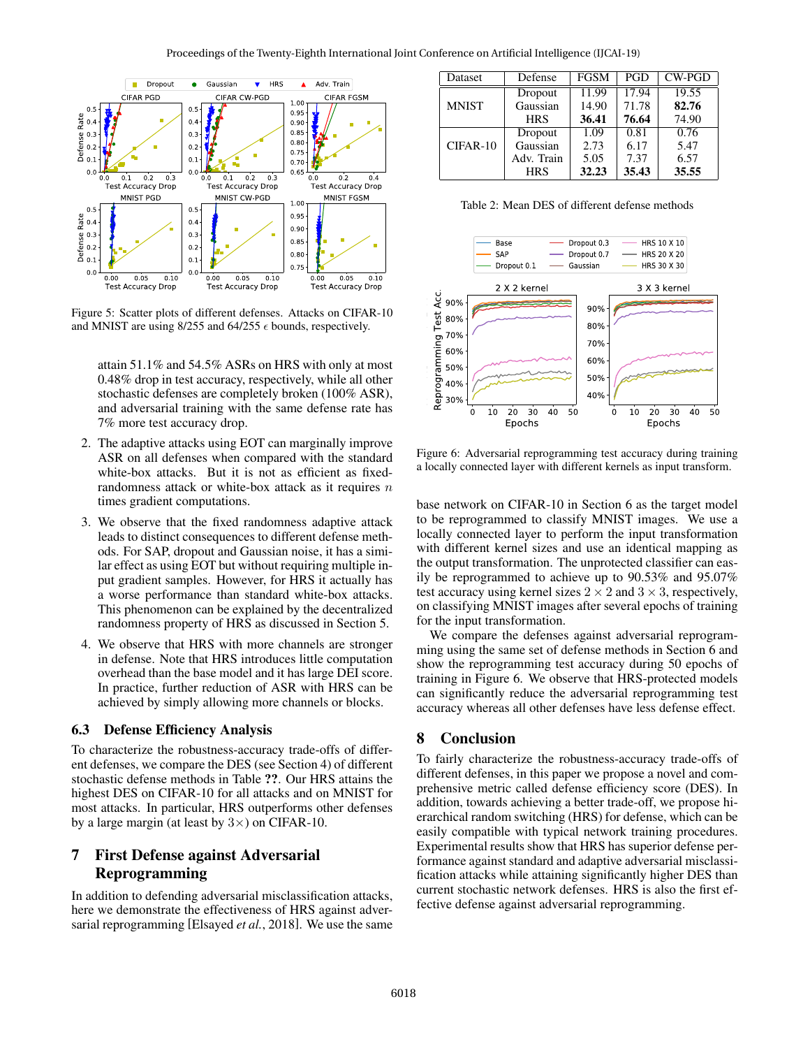Figure 5: Scatter plots of different defenses. Attacks on CIFAR-10 and MNIST are using 8/255 and 64/255 $\epsilon$ bounds, respectively.

attain 51.1% and 54.5% ASRs on HRS with only at most 0.48% drop in test accuracy, respectively, while all other stochastic defenses are completely broken (100% ASR), and adversarial training with the same defense rate has 7% more test accuracy drop.

2. The adaptive attacks using EOT can marginally improve ASR on all defenses when compared with the standard white-box attacks. But it is not as efficient as fixed-randomness attack or white-box attack as it requires $n$ times gradient computations.
3. We observe that the fixed randomness adaptive attack leads to distinct consequences to different defense methods. For SAP, dropout and Gaussian noise, it has a similar effect as using EOT but without requiring multiple input gradient samples. However, for HRS it actually has a worse performance than standard white-box attacks. This phenomenon can be explained by the decentralized randomness property of HRS as discussed in Section 5.
4. We observe that HRS with more channels are stronger in defense. Note that HRS introduces little computation overhead than the base model and it has large DEI score. In practice, further reduction of ASR with HRS can be achieved by simply allowing more channels or blocks.

### 6.3 Defense Efficiency Analysis

To characterize the robustness-accuracy trade-offs of different defenses, we compare the DES (see Section 4) of different stochastic defense methods in Table **??**. Our HRS attains the highest DES on CIFAR-10 for all attacks and on MNIST for most attacks. In particular, HRS outperforms other defenses by a large margin (at least 3×) on CIFAR-10.

## 7 First Defense against Adversarial Reprogramming

In addition to defending adversarial misclassification attacks, here we demonstrate the effectiveness of HRS against adversarial reprogramming [Elsayed *et al.*, 2018]. We use the same base network on CIFAR-10 in Section 6 as the target model to be reprogrammed to classify MNIST images. We use a locally connected layer to perform the input transformation with different kernel sizes and use an identical mapping as the output transformation. The unprotected classifier can easily be reprogrammed to achieve up to 90.53% and 95.07% test accuracy using kernel sizes $2 \times 2$ and $3 \times 3$, respectively, on classifying MNIST images after several epochs of training for the input transformation.

We compare the defenses against adversarial reprogramming using the same set of defense methods in Section 6 and show the reprogramming test accuracy during 50 epochs of training in Figure 6. We observe that HRS-protected models can significantly reduce the adversarial reprogramming test accuracy whereas all other defenses have less defense effect.

| Dataset | Defense | FGSM | PGD | CW-PGD |
|---|---|---|---|---|
| MNIST | Dropout | 11.99 | 17.94 | 19.55 |
| | Gaussian | 14.90 | 71.78 | **82.76** |
| | HRS | **36.41** | **76.64** | 74.90 |
| CIFAR-10 | Dropout | 1.09 | 0.81 | 0.76 |
| | Gaussian | 2.73 | 6.17 | 5.47 |
| | Adv. Train | 5.05 | 7.37 | 6.57 |
| | HRS | **32.23** | **35.43** | **35.55** |

Table 2: Mean DES of different defense methods

Figure 6: Adversarial reprogramming test accuracy during training a locally connected layer with different kernels as input transform.

## 8 Conclusion

To fairly characterize the robustness-accuracy trade-offs of different defenses, in this paper we propose a novel and comprehensive metric called defense efficiency score (DES). In addition, towards achieving a better trade-off, we propose hierarchical random switching (HRS) for defense, which can be easily compatible with typical network training procedures. Experimental results show that HRS has superior defense performance against standard and adaptive adversarial misclassification attacks while attaining significantly higher DES than current stochastic network defenses. HRS is also the first effective defense against adversarial reprogramming.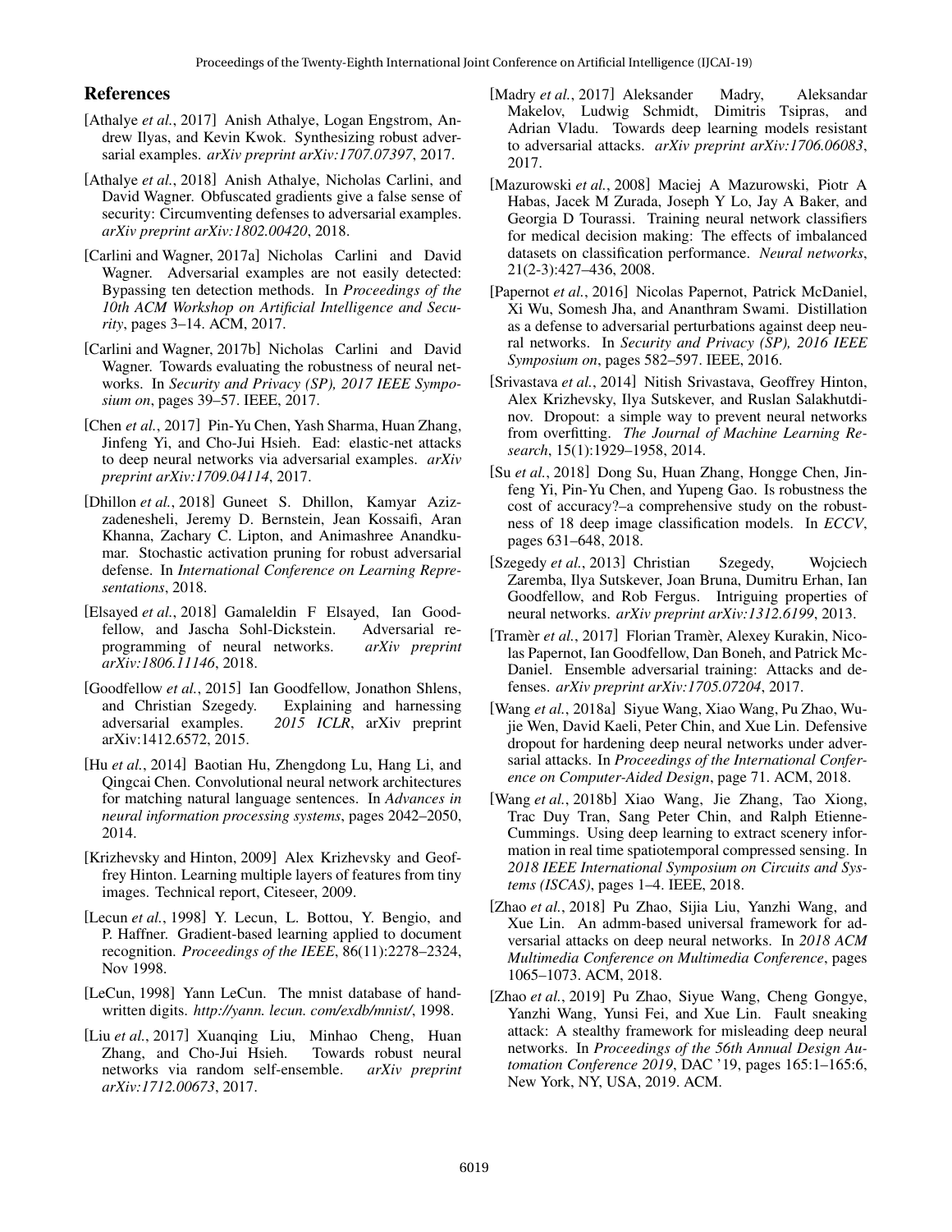## References

[Athalye *et al.*, 2017] Anish Athalye, Logan Engstrom, Andrew Ilyas, and Kevin Kwok. Synthesizing robust adversarial examples. *arXiv preprint arXiv:1707.07397*, 2017.

[Athalye *et al.*, 2018] Anish Athalye, Nicholas Carlini, and David Wagner. Obfuscated gradients give a false sense of security: Circumventing defenses to adversarial examples. *arXiv preprint arXiv:1802.00420*, 2018.

[Carlini and Wagner, 2017a] Nicholas Carlini and David Wagner. Adversarial examples are not easily detected: Bypassing ten detection methods. In *Proceedings of the 10th ACM Workshop on Artificial Intelligence and Security*, pages 3–14. ACM, 2017.

[Carlini and Wagner, 2017b] Nicholas Carlini and David Wagner. Towards evaluating the robustness of neural networks. In *Security and Privacy (SP), 2017 IEEE Symposium on*, pages 39–57. IEEE, 2017.

[Chen *et al.*, 2017] Pin-Yu Chen, Yash Sharma, Huan Zhang, Jinfeng Yi, and Cho-Jui Hsieh. Ead: elastic-net attacks to deep neural networks via adversarial examples. *arXiv preprint arXiv:1709.04114*, 2017.

[Dhillon *et al.*, 2018] Guneet S. Dhillon, Kamyar Azizzadenesheli, Jeremy D. Bernstein, Jean Kossaifi, Aran Khanna, Zachary C. Lipton, and Animashree Anandkumar. Stochastic activation pruning for robust adversarial defense. In *International Conference on Learning Representations*, 2018.

[Elsayed *et al.*, 2018] Gamaleldin F Elsayed, Ian Goodfellow, and Jascha Sohl-Dickstein. Adversarial reprogramming of neural networks. *arXiv preprint arXiv:1806.11146*, 2018.

[Goodfellow *et al.*, 2015] Ian Goodfellow, Jonathon Shlens, and Christian Szegedy. Explaining and harnessing adversarial examples. *2015 ICLR*, arXiv preprint arXiv:1412.6572, 2015.

[Hu *et al.*, 2014] Baotian Hu, Zhengdong Lu, Hang Li, and Qingcai Chen. Convolutional neural network architectures for matching natural language sentences. In *Advances in neural information processing systems*, pages 2042–2050, 2014.

[Krizhevsky and Hinton, 2009] Alex Krizhevsky and Geoffrey Hinton. Learning multiple layers of features from tiny images. Technical report, Citeseer, 2009.

[Lecun *et al.*, 1998] Y. Lecun, L. Bottou, Y. Bengio, and P. Haffner. Gradient-based learning applied to document recognition. *Proceedings of the IEEE*, 86(11):2278–2324, Nov 1998.

[LeCun, 1998] Yann LeCun. The mnist database of handwritten digits. *http://yann. lecun. com/exdb/mnist/*, 1998.

[Liu *et al.*, 2017] Xuanqing Liu, Minhao Cheng, Huan Zhang, and Cho-Jui Hsieh. Towards robust neural networks via random self-ensemble. *arXiv preprint arXiv:1712.00673*, 2017.

[Madry *et al.*, 2017] Aleksander Madry, Aleksandar Makelov, Ludwig Schmidt, Dimitris Tsipras, and Adrian Vladu. Towards deep learning models resistant to adversarial attacks. *arXiv preprint arXiv:1706.06083*, 2017.

[Mazurowski *et al.*, 2008] Maciej A Mazurowski, Piotr A Habas, Jacek M Zurada, Joseph Y Lo, Jay A Baker, and Georgia D Tourassi. Training neural network classifiers for medical decision making: The effects of imbalanced datasets on classification performance. *Neural networks*, 21(2-3):427–436, 2008.

[Papernot *et al.*, 2016] Nicolas Papernot, Patrick McDaniel, Xi Wu, Somesh Jha, and Ananthram Swami. Distillation as a defense to adversarial perturbations against deep neural networks. In *Security and Privacy (SP), 2016 IEEE Symposium on*, pages 582–597. IEEE, 2016.

[Srivastava *et al.*, 2014] Nitish Srivastava, Geoffrey Hinton, Alex Krizhevsky, Ilya Sutskever, and Ruslan Salakhutdinov. Dropout: a simple way to prevent neural networks from overfitting. *The Journal of Machine Learning Research*, 15(1):1929–1958, 2014.

[Su *et al.*, 2018] Dong Su, Huan Zhang, Hongge Chen, Jinfeng Yi, Pin-Yu Chen, and Yupeng Gao. Is robustness the cost of accuracy?–a comprehensive study on the robustness of 18 deep image classification models. In *ECCV*, pages 631–648, 2018.

[Szegedy *et al.*, 2013] Christian Szegedy, Wojciech Zaremba, Ilya Sutskever, Joan Bruna, Dumitru Erhan, Ian Goodfellow, and Rob Fergus. Intriguing properties of neural networks. *arXiv preprint arXiv:1312.6199*, 2013.

[Tramèr *et al.*, 2017] Florian Tramèr, Alexey Kurakin, Nicolas Papernot, Ian Goodfellow, Dan Boneh, and Patrick McDaniel. Ensemble adversarial training: Attacks and defenses. *arXiv preprint arXiv:1705.07204*, 2017.

[Wang *et al.*, 2018a] Siyue Wang, Xiao Wang, Pu Zhao, Wujie Wen, David Kaeli, Peter Chin, and Xue Lin. Defensive dropout for hardening deep neural networks under adversarial attacks. In *Proceedings of the International Conference on Computer-Aided Design*, page 71. ACM, 2018.

[Wang *et al.*, 2018b] Xiao Wang, Jie Zhang, Tao Xiong, Trac Duy Tran, Sang Peter Chin, and Ralph Etienne-Cummings. Using deep learning to extract scenery information in real time spatiotemporal compressed sensing. In *2018 IEEE International Symposium on Circuits and Systems (ISCAS)*, pages 1–4. IEEE, 2018.

[Zhao *et al.*, 2018] Pu Zhao, Sijia Liu, Yanzhi Wang, and Xue Lin. An admm-based universal framework for adversarial attacks on deep neural networks. In *2018 ACM Multimedia Conference on Multimedia Conference*, pages 1065–1073. ACM, 2018.

[Zhao *et al.*, 2019] Pu Zhao, Siyue Wang, Cheng Gongye, Yanzhi Wang, Yunsi Fei, and Xue Lin. Fault sneaking attack: A stealthy framework for misleading deep neural networks. In *Proceedings of the 56th Annual Design Automation Conference 2019*, DAC '19, pages 165:1–165:6, New York, NY, USA, 2019. ACM.